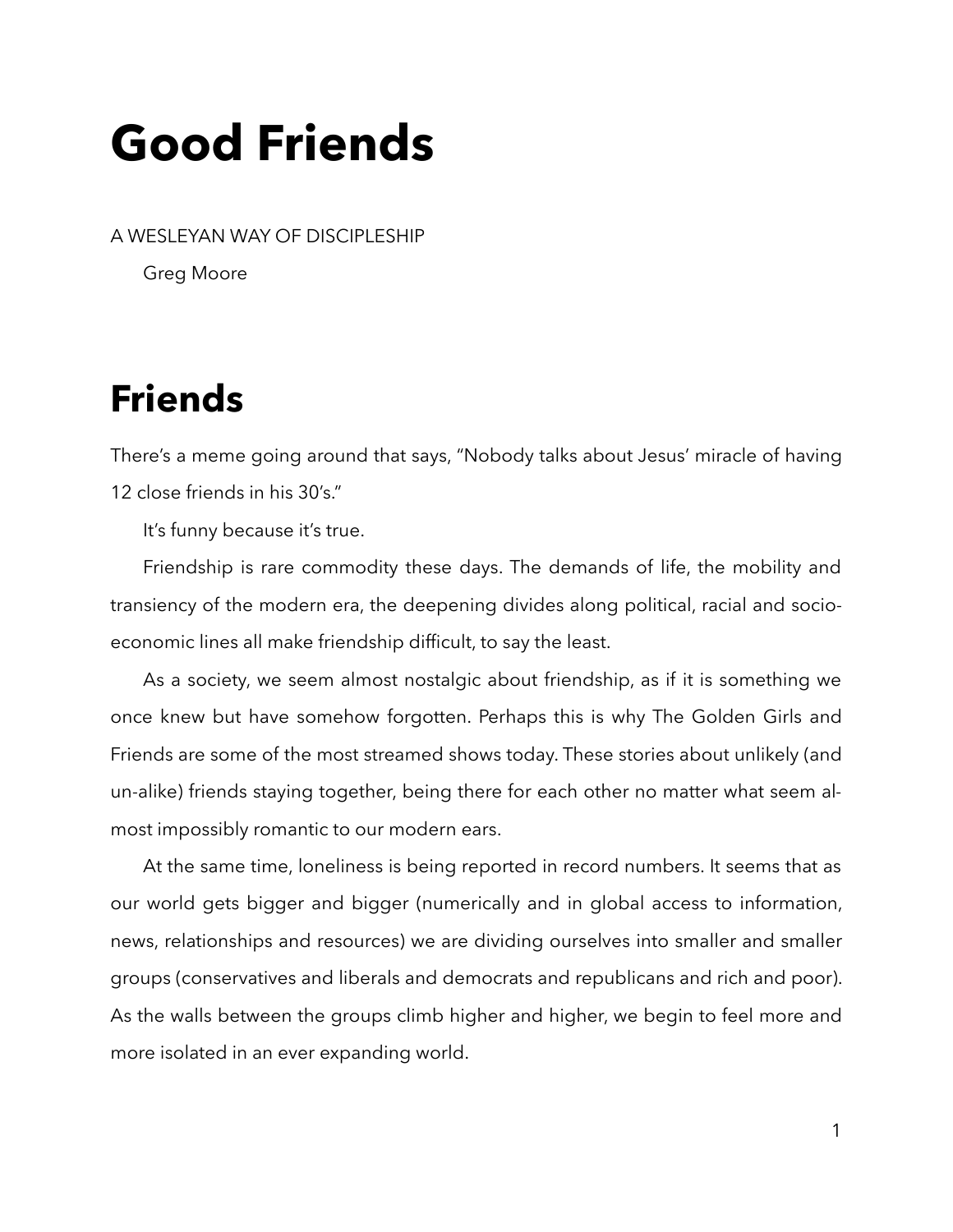# Good Friends

A WESLEYAN WAY OF DISCIPLESHIP

Greg Moore

## Friends

There's a meme going around that says, "Nobody talks about Jesus' miracle of having 12 close friends in his 30's."

It's funny because it's true.

Friendship is rare commodity these days. The demands of life, the mobility and transiency of the modern era, the deepening divides along political, racial and socio-economic lines all make friendship difficult, to say the least.

As a society, we seem almost nostalgic about friendship, as if it is something we once knew but have somehow forgotten. Perhaps this is why The Golden Girls and Friends are some of the most streamed shows today. These stories about unlikely (and un-alike) friends staying together, being there for each other no matter what seem almost impossibly romantic to our modern ears.

At the same time, loneliness is being reported in record numbers. It seems that as our world gets bigger and bigger (numerically and in global access to information, news, relationships and resources) we are dividing ourselves into smaller and smaller groups (conservatives and liberals and democrats and republicans and rich and poor). As the walls between the groups climb higher and higher, we begin to feel more and more isolated in an ever expanding world.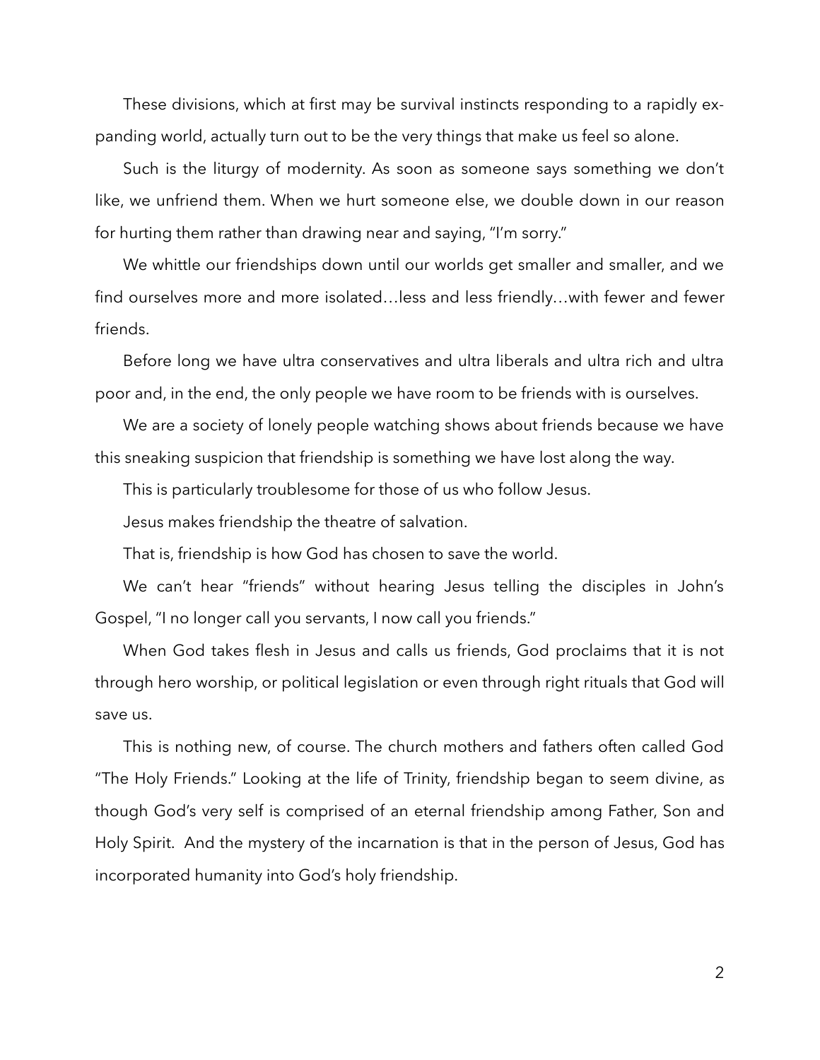These divisions, which at first may be survival instincts responding to a rapidly expanding world, actually turn out to be the very things that make us feel so alone.

Such is the liturgy of modernity. As soon as someone says something we don't like, we unfriend them. When we hurt someone else, we double down in our reason for hurting them rather than drawing near and saying, "I'm sorry."

We whittle our friendships down until our worlds get smaller and smaller, and we find ourselves more and more isolated…less and less friendly…with fewer and fewer friends.

Before long we have ultra conservatives and ultra liberals and ultra rich and ultra poor and, in the end, the only people we have room to be friends with is ourselves.

We are a society of lonely people watching shows about friends because we have this sneaking suspicion that friendship is something we have lost along the way.

This is particularly troublesome for those of us who follow Jesus.

Jesus makes friendship the theatre of salvation.

That is, friendship is how God has chosen to save the world.

We can't hear "friends" without hearing Jesus telling the disciples in John's Gospel, "I no longer call you servants, I now call you friends."

When God takes flesh in Jesus and calls us friends, God proclaims that it is not through hero worship, or political legislation or even through right rituals that God will save us.

This is nothing new, of course. The church mothers and fathers often called God "The Holy Friends." Looking at the life of Trinity, friendship began to seem divine, as though God's very self is comprised of an eternal friendship among Father, Son and Holy Spirit. And the mystery of the incarnation is that in the person of Jesus, God has incorporated humanity into God's holy friendship.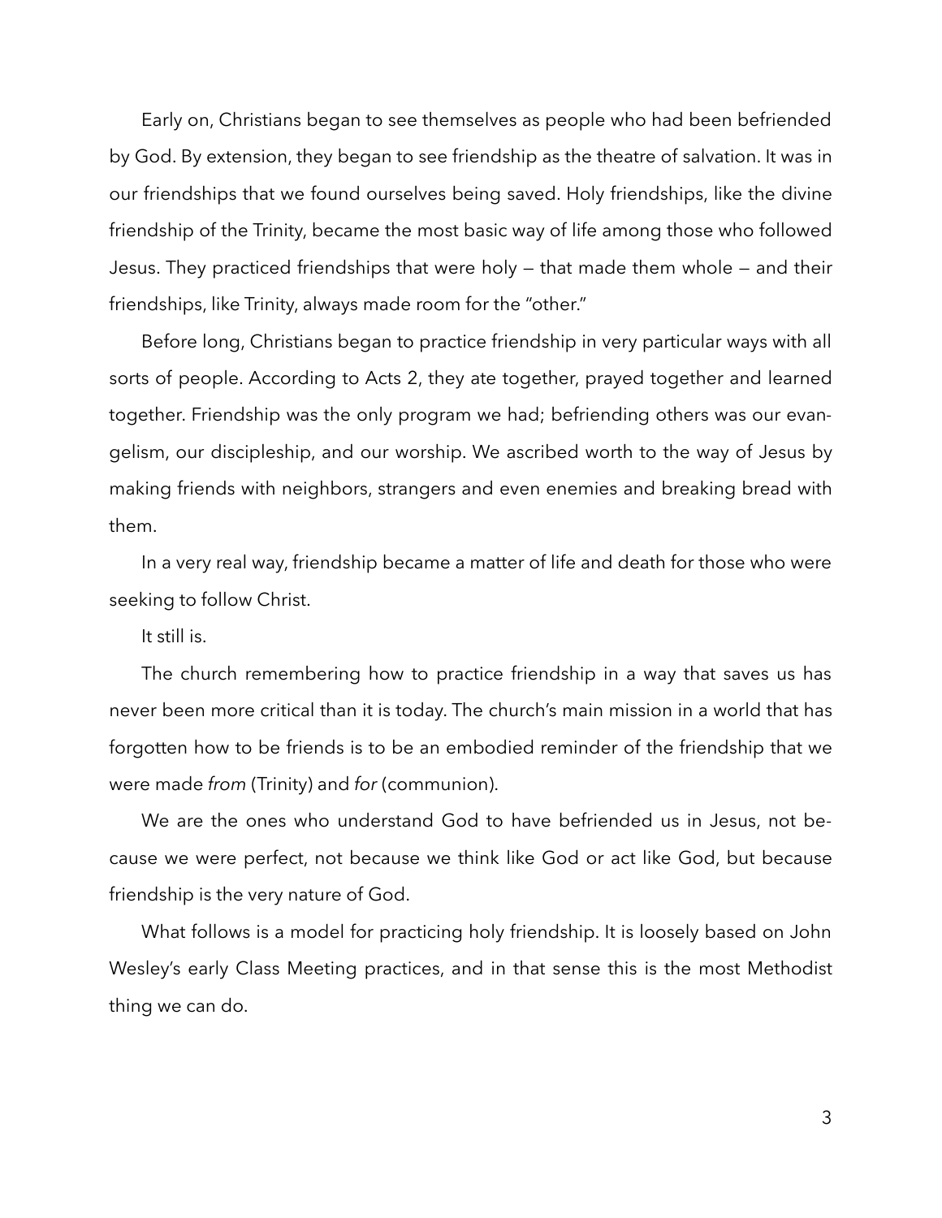Early on, Christians began to see themselves as people who had been befriended by God. By extension, they began to see friendship as the theatre of salvation. It was in our friendships that we found ourselves being saved. Holy friendships, like the divine friendship of the Trinity, became the most basic way of life among those who followed Jesus. They practiced friendships that were holy — that made them whole — and their friendships, like Trinity, always made room for the "other."

Before long, Christians began to practice friendship in very particular ways with all sorts of people. According to Acts 2, they ate together, prayed together and learned together. Friendship was the only program we had; befriending others was our evangelism, our discipleship, and our worship. We ascribed worth to the way of Jesus by making friends with neighbors, strangers and even enemies and breaking bread with them.

In a very real way, friendship became a matter of life and death for those who were seeking to follow Christ.

It still is.

The church remembering how to practice friendship in a way that saves us has never been more critical than it is today. The church's main mission in a world that has forgotten how to be friends is to be an embodied reminder of the friendship that we were made *from* (Trinity) and *for* (communion).

We are the ones who understand God to have befriended us in Jesus, not because we were perfect, not because we think like God or act like God, but because friendship is the very nature of God.

What follows is a model for practicing holy friendship. It is loosely based on John Wesley's early Class Meeting practices, and in that sense this is the most Methodist thing we can do.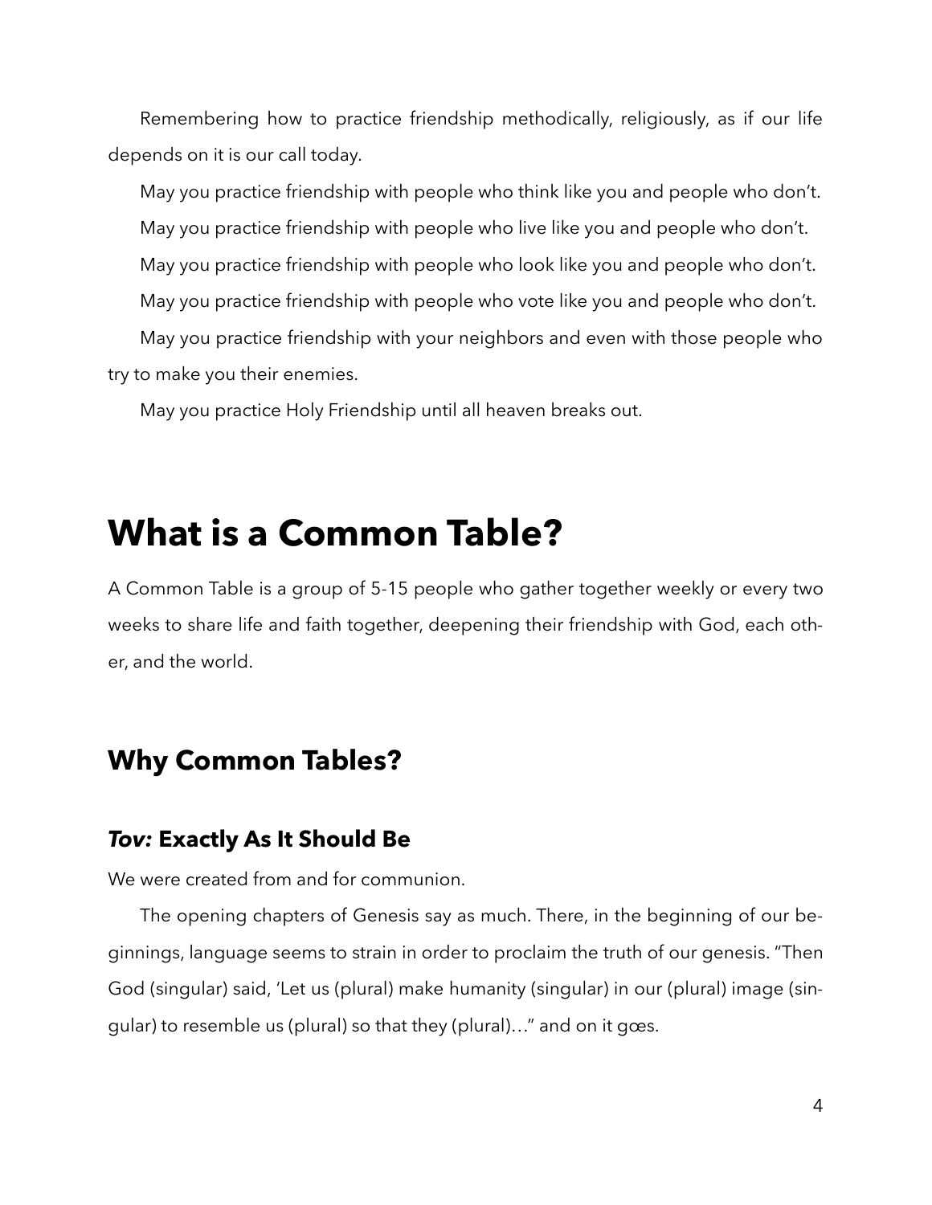Remembering how to practice friendship methodically, religiously, as if our life depends on it is our call today.

May you practice friendship with people who think like you and people who don't.

May you practice friendship with people who live like you and people who don't.

May you practice friendship with people who look like you and people who don't.

May you practice friendship with people who vote like you and people who don't.

May you practice friendship with your neighbors and even with those people who try to make you their enemies.

May you practice Holy Friendship until all heaven breaks out.

# What is a Common Table?

A Common Table is a group of 5-15 people who gather together weekly or every two weeks to share life and faith together, deepening their friendship with God, each other, and the world.

## Why Common Tables?

### *Tov:* Exactly As It Should Be

We were created from and for communion.

The opening chapters of Genesis say as much. There, in the beginning of our beginnings, language seems to strain in order to proclaim the truth of our genesis. "Then God (singular) said, 'Let us (plural) make humanity (singular) in our (plural) image (singular) to resemble us (plural) so that they (plural)…" and on it gœs.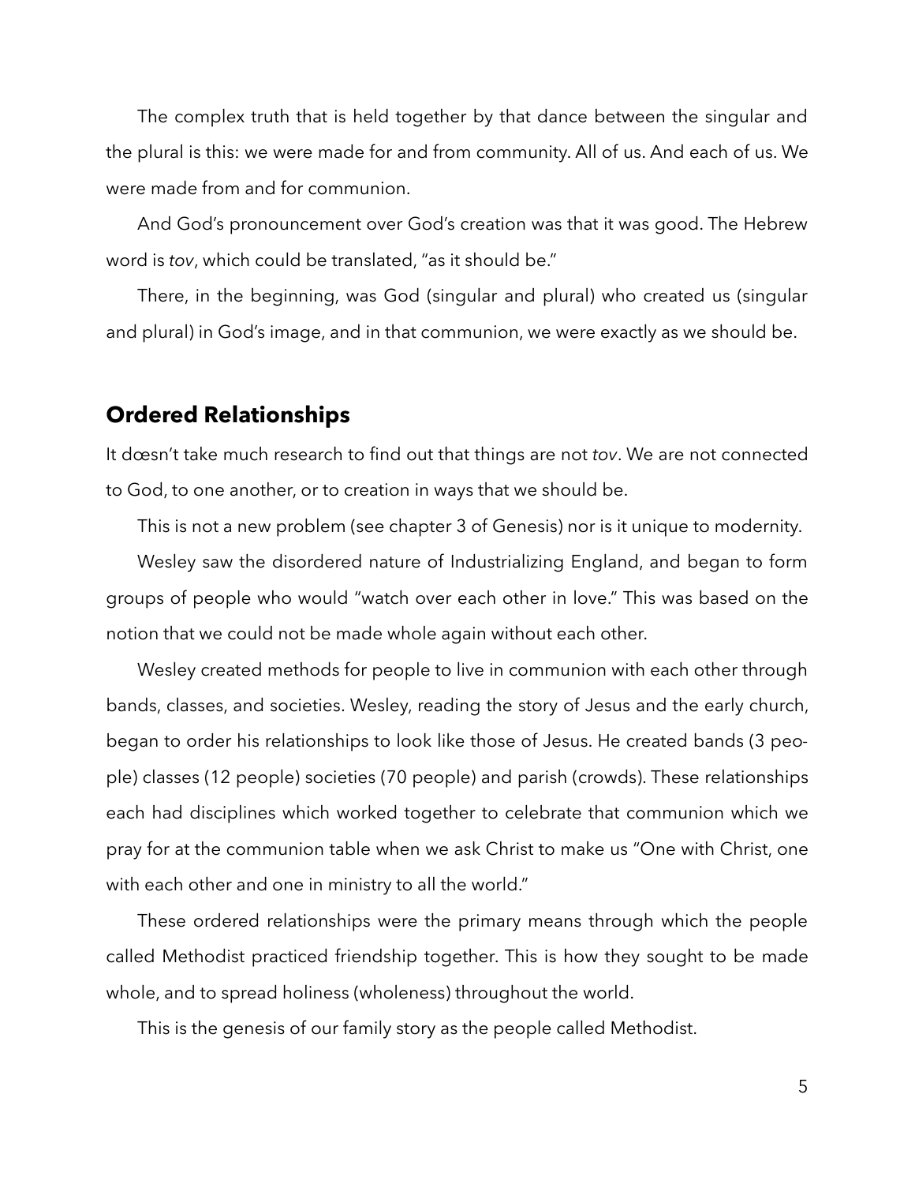The complex truth that is held together by that dance between the singular and the plural is this: we were made for and from community. All of us. And each of us. We were made from and for communion.

And God's pronouncement over God's creation was that it was good. The Hebrew word is *tov*, which could be translated, "as it should be."

There, in the beginning, was God (singular and plural) who created us (singular and plural) in God's image, and in that communion, we were exactly as we should be.

## Ordered Relationships

It dœsn't take much research to find out that things are not *tov*. We are not connected to God, to one another, or to creation in ways that we should be.

This is not a new problem (see chapter 3 of Genesis) nor is it unique to modernity.

Wesley saw the disordered nature of Industrializing England, and began to form groups of people who would "watch over each other in love." This was based on the notion that we could not be made whole again without each other.

Wesley created methods for people to live in communion with each other through bands, classes, and societies. Wesley, reading the story of Jesus and the early church, began to order his relationships to look like those of Jesus. He created bands (3 people) classes (12 people) societies (70 people) and parish (crowds). These relationships each had disciplines which worked together to celebrate that communion which we pray for at the communion table when we ask Christ to make us "One with Christ, one with each other and one in ministry to all the world."

These ordered relationships were the primary means through which the people called Methodist practiced friendship together. This is how they sought to be made whole, and to spread holiness (wholeness) throughout the world.

This is the genesis of our family story as the people called Methodist.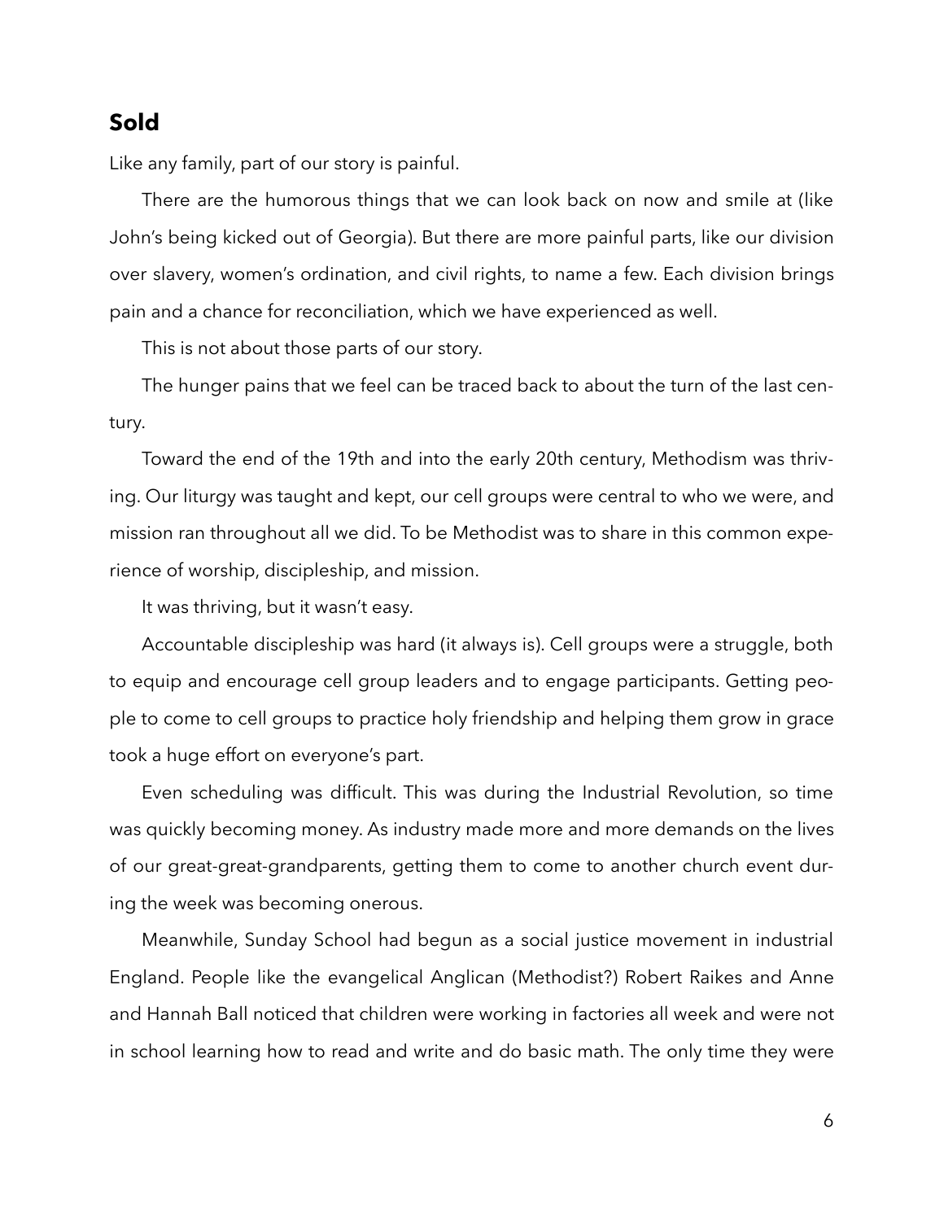## Sold

Like any family, part of our story is painful.

There are the humorous things that we can look back on now and smile at (like John's being kicked out of Georgia). But there are more painful parts, like our division over slavery, women's ordination, and civil rights, to name a few. Each division brings pain and a chance for reconciliation, which we have experienced as well.

This is not about those parts of our story.

The hunger pains that we feel can be traced back to about the turn of the last century.

Toward the end of the 19th and into the early 20th century, Methodism was thriving. Our liturgy was taught and kept, our cell groups were central to who we were, and mission ran throughout all we did. To be Methodist was to share in this common experience of worship, discipleship, and mission.

It was thriving, but it wasn't easy.

Accountable discipleship was hard (it always is). Cell groups were a struggle, both to equip and encourage cell group leaders and to engage participants. Getting people to come to cell groups to practice holy friendship and helping them grow in grace took a huge effort on everyone's part.

Even scheduling was difficult. This was during the Industrial Revolution, so time was quickly becoming money. As industry made more and more demands on the lives of our great-great-grandparents, getting them to come to another church event during the week was becoming onerous.

Meanwhile, Sunday School had begun as a social justice movement in industrial England. People like the evangelical Anglican (Methodist?) Robert Raikes and Anne and Hannah Ball noticed that children were working in factories all week and were not in school learning how to read and write and do basic math. The only time they were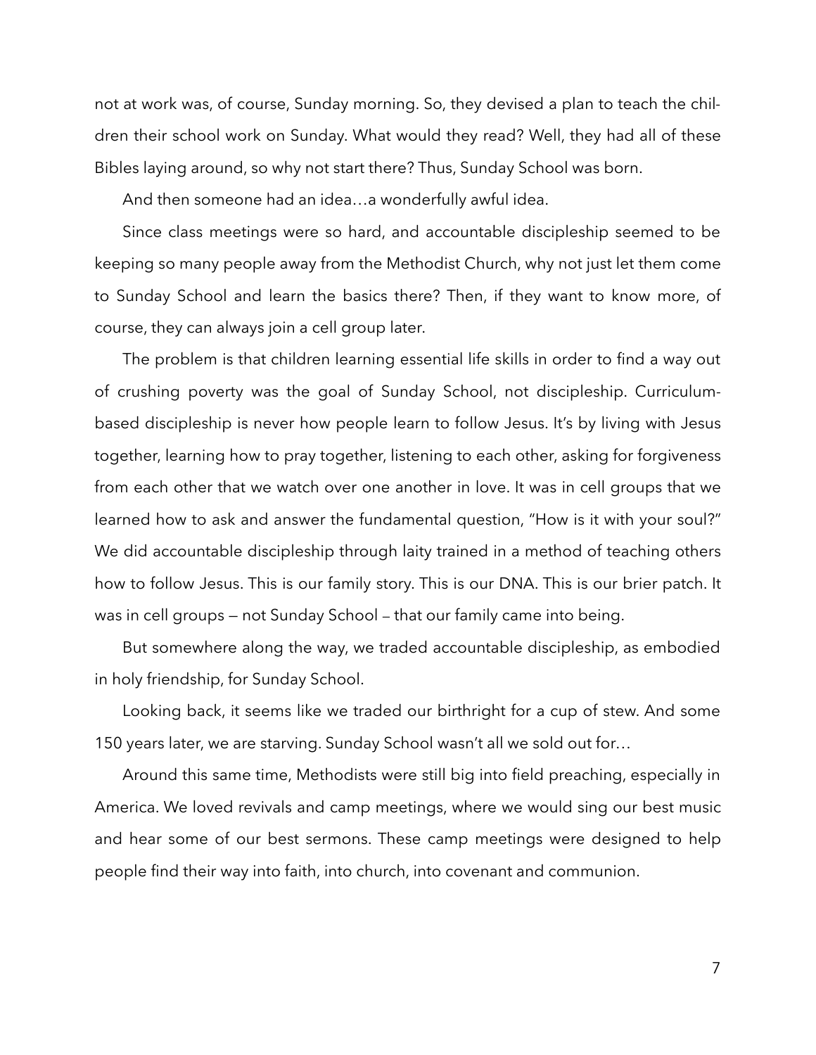not at work was, of course, Sunday morning. So, they devised a plan to teach the children their school work on Sunday. What would they read? Well, they had all of these Bibles laying around, so why not start there? Thus, Sunday School was born.

And then someone had an idea…a wonderfully awful idea.

Since class meetings were so hard, and accountable discipleship seemed to be keeping so many people away from the Methodist Church, why not just let them come to Sunday School and learn the basics there? Then, if they want to know more, of course, they can always join a cell group later.

The problem is that children learning essential life skills in order to find a way out of crushing poverty was the goal of Sunday School, not discipleship. Curriculum-based discipleship is never how people learn to follow Jesus. It's by living with Jesus together, learning how to pray together, listening to each other, asking for forgiveness from each other that we watch over one another in love. It was in cell groups that we learned how to ask and answer the fundamental question, "How is it with your soul?" We did accountable discipleship through laity trained in a method of teaching others how to follow Jesus. This is our family story. This is our DNA. This is our brier patch. It was in cell groups — not Sunday School – that our family came into being.

But somewhere along the way, we traded accountable discipleship, as embodied in holy friendship, for Sunday School.

Looking back, it seems like we traded our birthright for a cup of stew. And some 150 years later, we are starving. Sunday School wasn't all we sold out for…

Around this same time, Methodists were still big into field preaching, especially in America. We loved revivals and camp meetings, where we would sing our best music and hear some of our best sermons. These camp meetings were designed to help people find their way into faith, into church, into covenant and communion.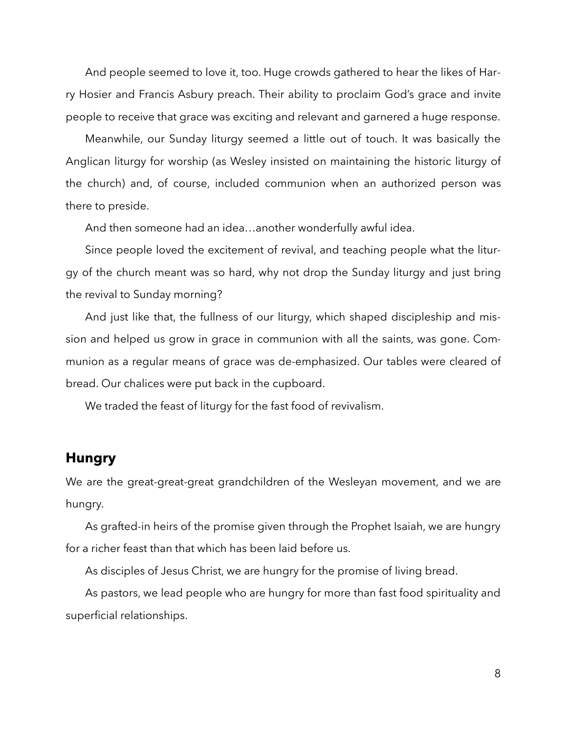And people seemed to love it, too. Huge crowds gathered to hear the likes of Harry Hosier and Francis Asbury preach. Their ability to proclaim God's grace and invite people to receive that grace was exciting and relevant and garnered a huge response.

Meanwhile, our Sunday liturgy seemed a little out of touch. It was basically the Anglican liturgy for worship (as Wesley insisted on maintaining the historic liturgy of the church) and, of course, included communion when an authorized person was there to preside.

And then someone had an idea…another wonderfully awful idea.

Since people loved the excitement of revival, and teaching people what the liturgy of the church meant was so hard, why not drop the Sunday liturgy and just bring the revival to Sunday morning?

And just like that, the fullness of our liturgy, which shaped discipleship and mission and helped us grow in grace in communion with all the saints, was gone. Communion as a regular means of grace was de-emphasized. Our tables were cleared of bread. Our chalices were put back in the cupboard.

We traded the feast of liturgy for the fast food of revivalism.

## Hungry

We are the great-great-great grandchildren of the Wesleyan movement, and we are hungry.

As grafted-in heirs of the promise given through the Prophet Isaiah, we are hungry for a richer feast than that which has been laid before us.

As disciples of Jesus Christ, we are hungry for the promise of living bread.

As pastors, we lead people who are hungry for more than fast food spirituality and superficial relationships.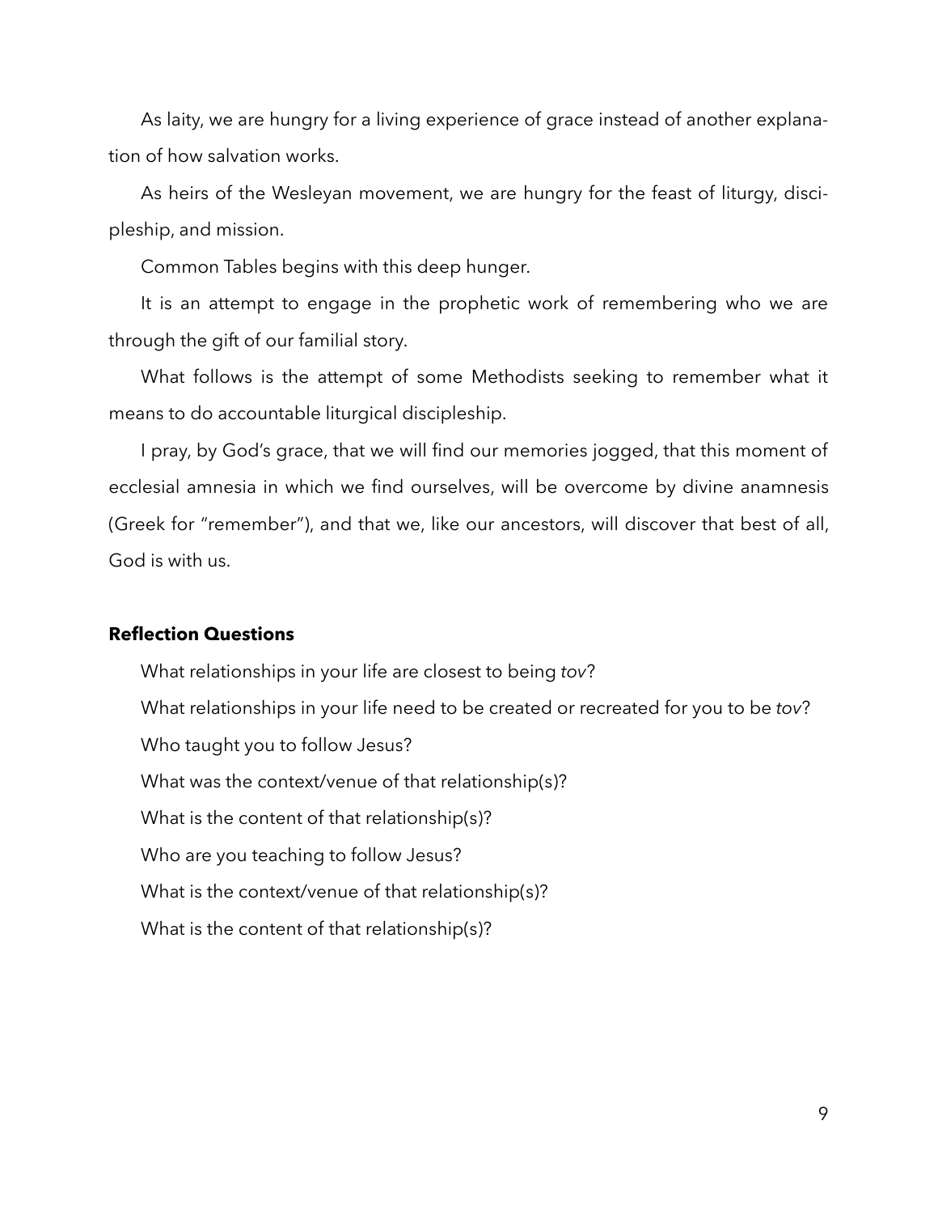As laity, we are hungry for a living experience of grace instead of another explanation of how salvation works.

As heirs of the Wesleyan movement, we are hungry for the feast of liturgy, discipleship, and mission.

Common Tables begins with this deep hunger.

It is an attempt to engage in the prophetic work of remembering who we are through the gift of our familial story.

What follows is the attempt of some Methodists seeking to remember what it means to do accountable liturgical discipleship.

I pray, by God's grace, that we will find our memories jogged, that this moment of ecclesial amnesia in which we find ourselves, will be overcome by divine anamnesis (Greek for "remember"), and that we, like our ancestors, will discover that best of all, God is with us.

**Reflection Questions**

What relationships in your life are closest to being *tov*?

What relationships in your life need to be created or recreated for you to be *tov*?

Who taught you to follow Jesus?

What was the context/venue of that relationship(s)?

What is the content of that relationship(s)?

Who are you teaching to follow Jesus?

What is the context/venue of that relationship(s)?

What is the content of that relationship(s)?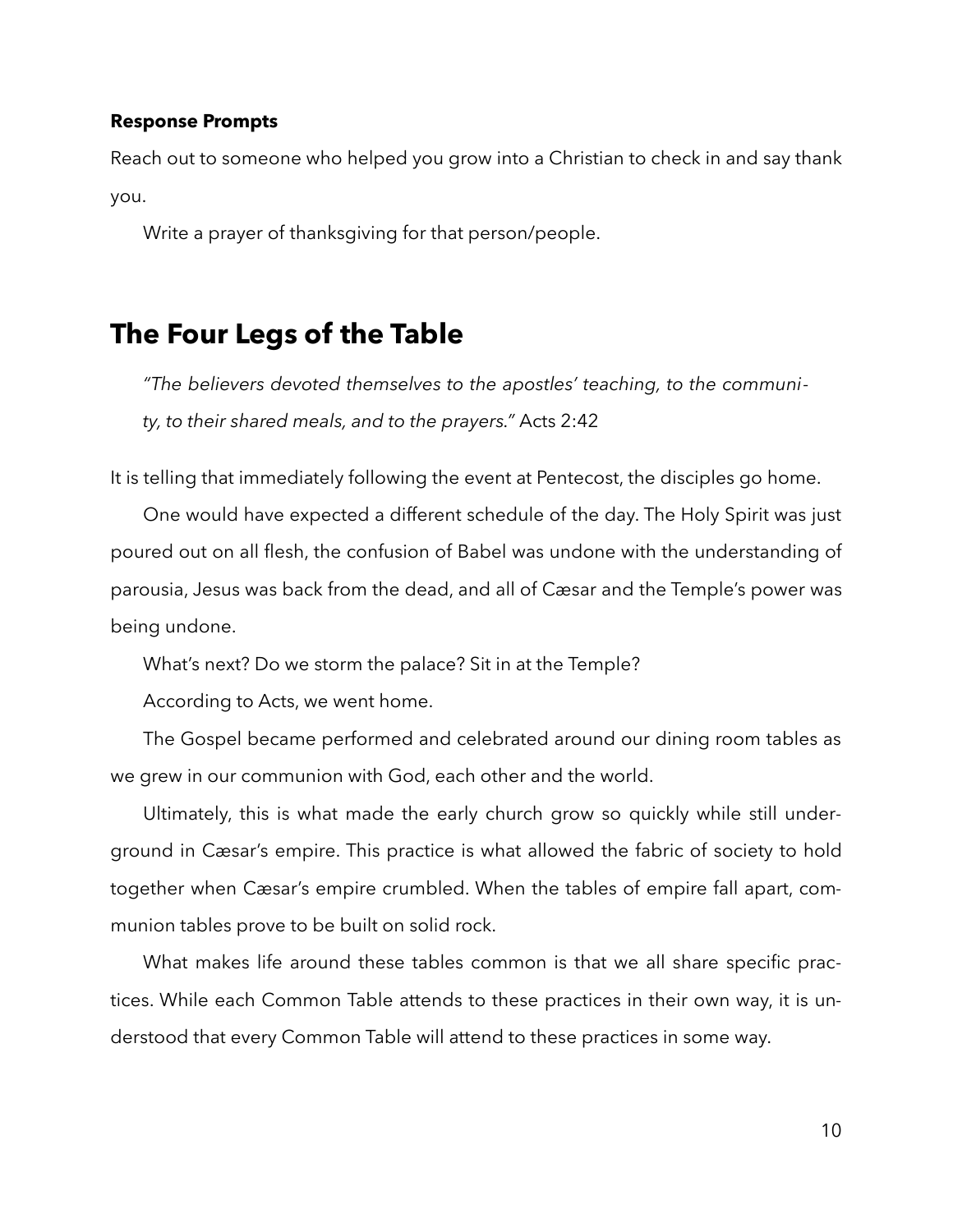**Response Prompts**

Reach out to someone who helped you grow into a Christian to check in and say thank you.

Write a prayer of thanksgiving for that person/people.

## The Four Legs of the Table

*"The believers devoted themselves to the apostles' teaching, to the community, to their shared meals, and to the prayers."* Acts 2:42

It is telling that immediately following the event at Pentecost, the disciples go home.

One would have expected a different schedule of the day. The Holy Spirit was just poured out on all flesh, the confusion of Babel was undone with the understanding of parousia, Jesus was back from the dead, and all of Cæsar and the Temple's power was being undone.

What's next? Do we storm the palace? Sit in at the Temple?

According to Acts, we went home.

The Gospel became performed and celebrated around our dining room tables as we grew in our communion with God, each other and the world.

Ultimately, this is what made the early church grow so quickly while still underground in Cæsar's empire. This practice is what allowed the fabric of society to hold together when Cæsar's empire crumbled. When the tables of empire fall apart, communion tables prove to be built on solid rock.

What makes life around these tables common is that we all share specific practices. While each Common Table attends to these practices in their own way, it is understood that every Common Table will attend to these practices in some way.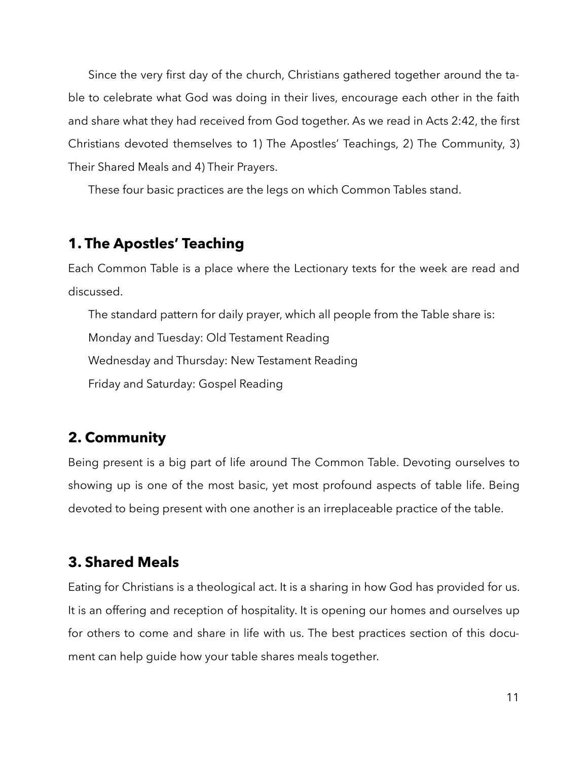Since the very first day of the church, Christians gathered together around the table to celebrate what God was doing in their lives, encourage each other in the faith and share what they had received from God together. As we read in Acts 2:42, the first Christians devoted themselves to 1) The Apostles' Teachings, 2) The Community, 3) Their Shared Meals and 4) Their Prayers.

These four basic practices are the legs on which Common Tables stand.

## 1. The Apostles' Teaching

Each Common Table is a place where the Lectionary texts for the week are read and discussed.

The standard pattern for daily prayer, which all people from the Table share is:

Monday and Tuesday: Old Testament Reading

Wednesday and Thursday: New Testament Reading

Friday and Saturday: Gospel Reading

## 2. Community

Being present is a big part of life around The Common Table. Devoting ourselves to showing up is one of the most basic, yet most profound aspects of table life. Being devoted to being present with one another is an irreplaceable practice of the table.

## 3. Shared Meals

Eating for Christians is a theological act. It is a sharing in how God has provided for us. It is an offering and reception of hospitality. It is opening our homes and ourselves up for others to come and share in life with us. The best practices section of this document can help guide how your table shares meals together.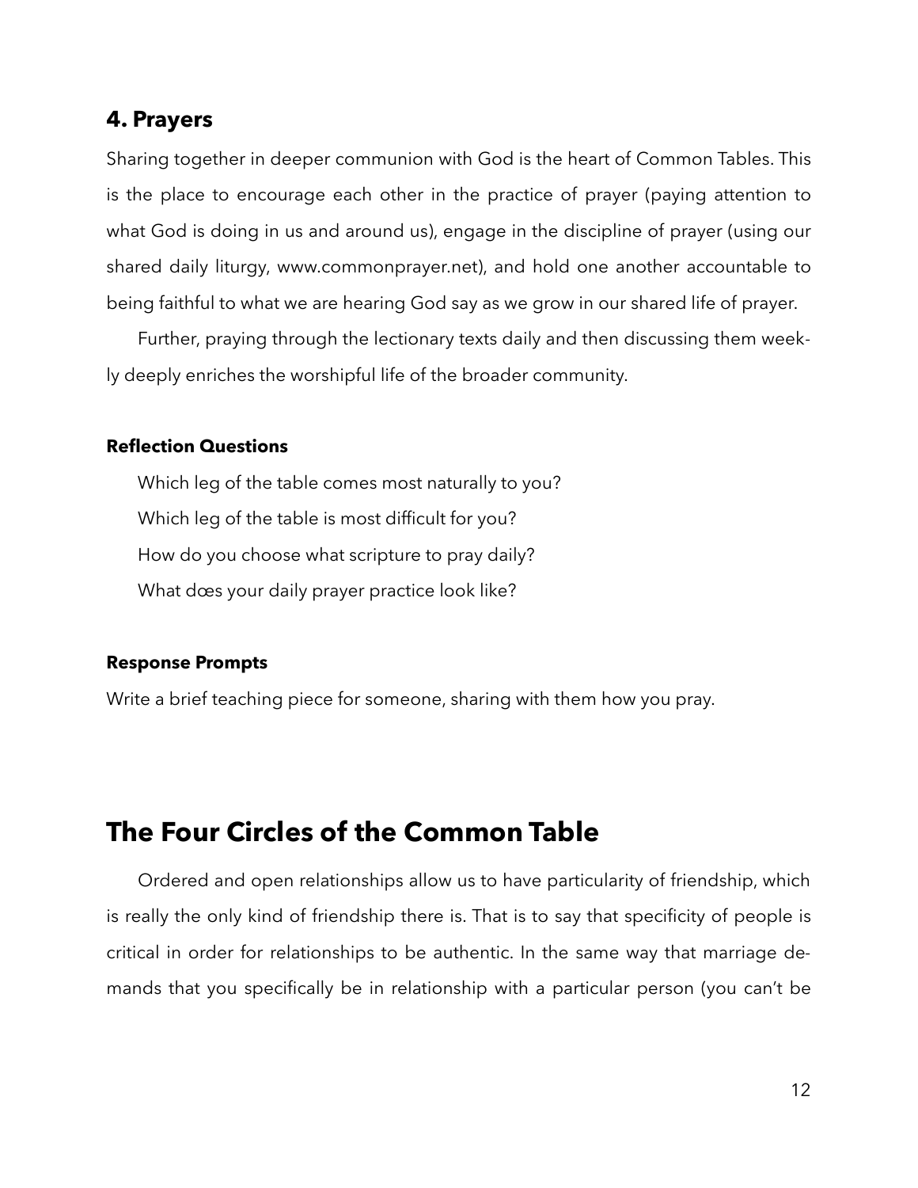## 4. Prayers

Sharing together in deeper communion with God is the heart of Common Tables. This is the place to encourage each other in the practice of prayer (paying attention to what God is doing in us and around us), engage in the discipline of prayer (using our shared daily liturgy, www.commonprayer.net), and hold one another accountable to being faithful to what we are hearing God say as we grow in our shared life of prayer.

Further, praying through the lectionary texts daily and then discussing them weekly deeply enriches the worshipful life of the broader community.

#### Reflection Questions

Which leg of the table comes most naturally to you?

Which leg of the table is most difficult for you?

How do you choose what scripture to pray daily?

What dœs your daily prayer practice look like?

#### Response Prompts

Write a brief teaching piece for someone, sharing with them how you pray.

# The Four Circles of the Common Table

Ordered and open relationships allow us to have particularity of friendship, which is really the only kind of friendship there is. That is to say that specificity of people is critical in order for relationships to be authentic. In the same way that marriage demands that you specifically be in relationship with a particular person (you can't be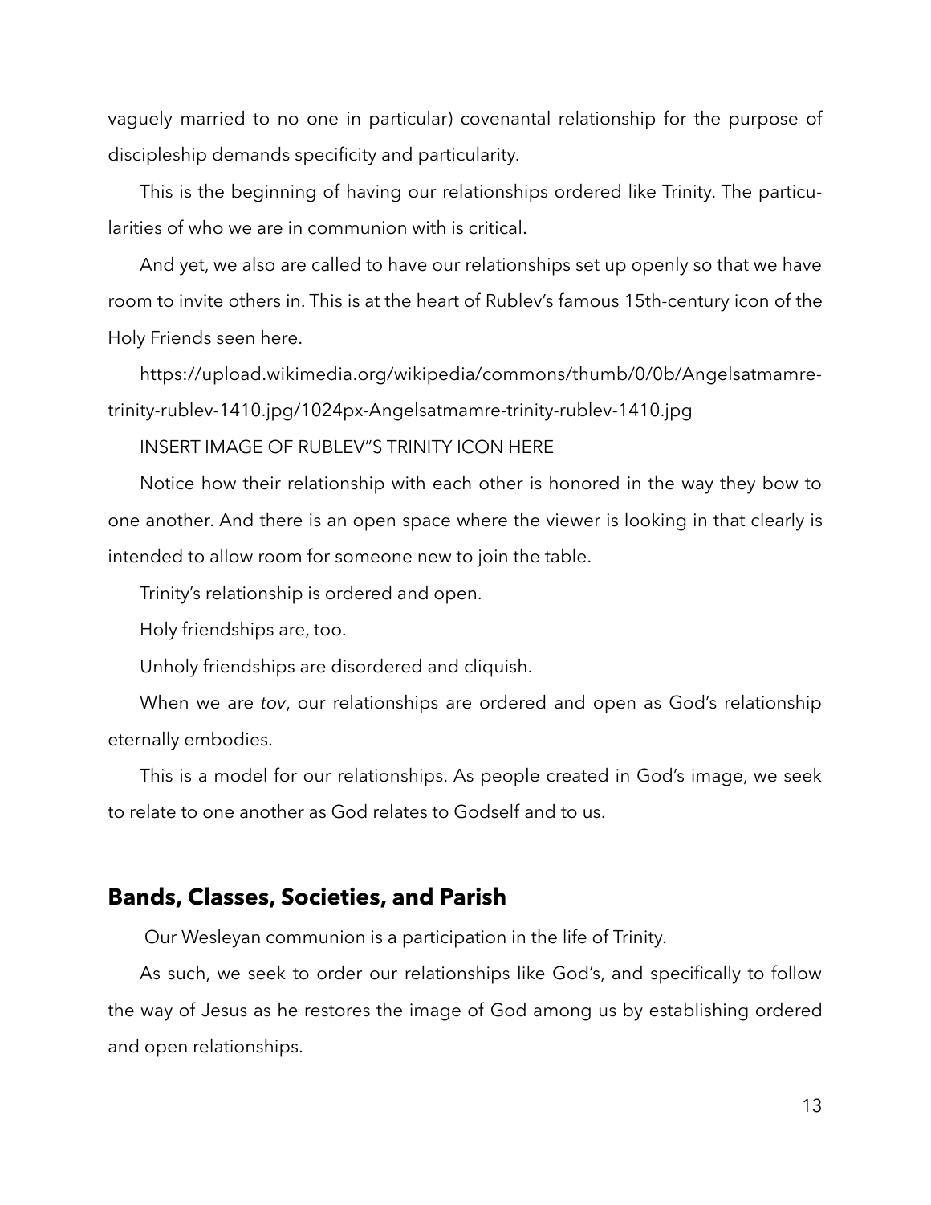vaguely married to no one in particular) covenantal relationship for the purpose of discipleship demands specificity and particularity.

This is the beginning of having our relationships ordered like Trinity. The particularities of who we are in communion with is critical.

And yet, we also are called to have our relationships set up openly so that we have room to invite others in. This is at the heart of Rublev's famous 15th-century icon of the Holy Friends seen here.

https://upload.wikimedia.org/wikipedia/commons/thumb/0/0b/Angelsatmamre-trinity-rublev-1410.jpg/1024px-Angelsatmamre-trinity-rublev-1410.jpg

INSERT IMAGE OF RUBLEV"S TRINITY ICON HERE

Notice how their relationship with each other is honored in the way they bow to one another. And there is an open space where the viewer is looking in that clearly is intended to allow room for someone new to join the table.

Trinity's relationship is ordered and open.

Holy friendships are, too.

Unholy friendships are disordered and cliquish.

When we are *tov*, our relationships are ordered and open as God's relationship eternally embodies.

This is a model for our relationships. As people created in God's image, we seek to relate to one another as God relates to Godself and to us.

## Bands, Classes, Societies, and Parish

Our Wesleyan communion is a participation in the life of Trinity.

As such, we seek to order our relationships like God's, and specifically to follow the way of Jesus as he restores the image of God among us by establishing ordered and open relationships.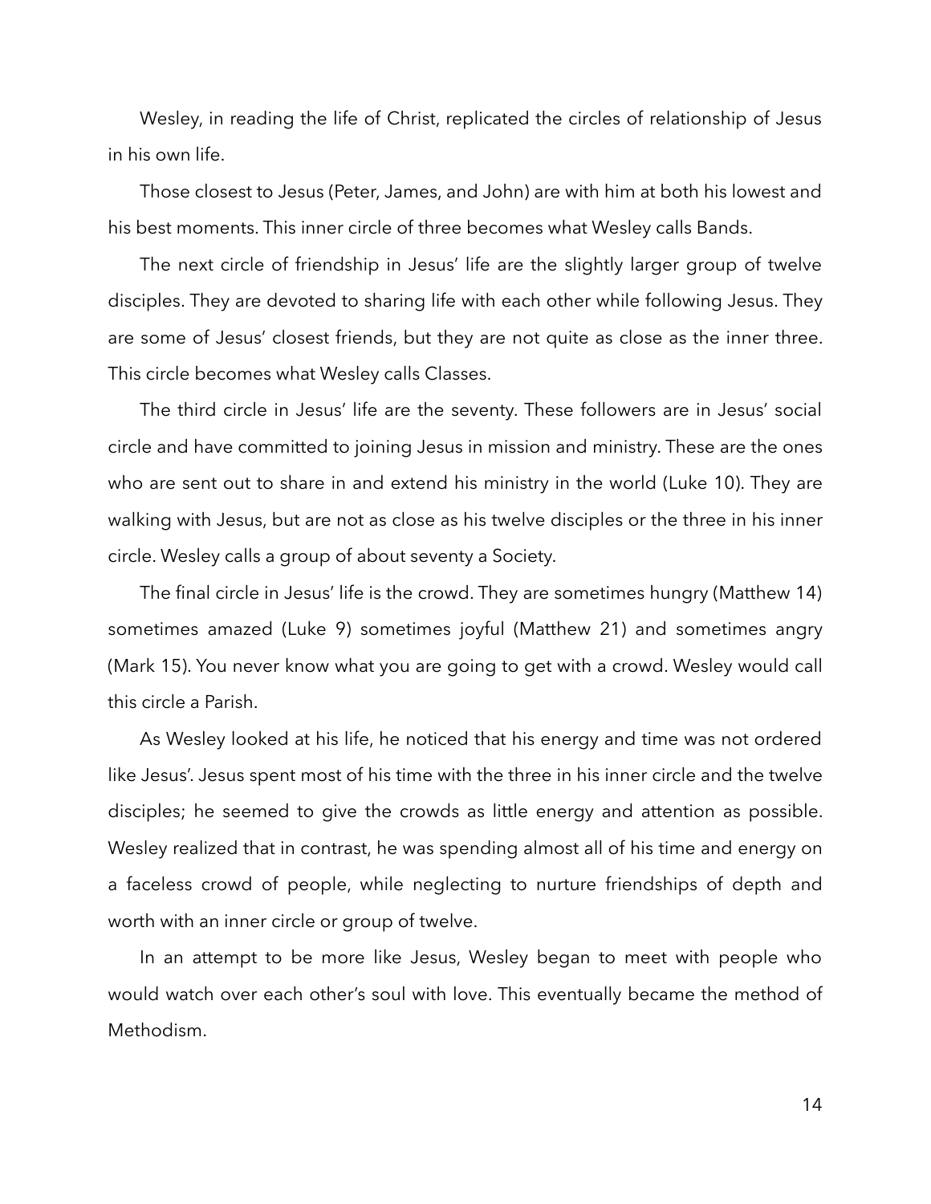Wesley, in reading the life of Christ, replicated the circles of relationship of Jesus in his own life.

Those closest to Jesus (Peter, James, and John) are with him at both his lowest and his best moments. This inner circle of three becomes what Wesley calls Bands.

The next circle of friendship in Jesus' life are the slightly larger group of twelve disciples. They are devoted to sharing life with each other while following Jesus. They are some of Jesus' closest friends, but they are not quite as close as the inner three. This circle becomes what Wesley calls Classes.

The third circle in Jesus' life are the seventy. These followers are in Jesus' social circle and have committed to joining Jesus in mission and ministry. These are the ones who are sent out to share in and extend his ministry in the world (Luke 10). They are walking with Jesus, but are not as close as his twelve disciples or the three in his inner circle. Wesley calls a group of about seventy a Society.

The final circle in Jesus' life is the crowd. They are sometimes hungry (Matthew 14) sometimes amazed (Luke 9) sometimes joyful (Matthew 21) and sometimes angry (Mark 15). You never know what you are going to get with a crowd. Wesley would call this circle a Parish.

As Wesley looked at his life, he noticed that his energy and time was not ordered like Jesus'. Jesus spent most of his time with the three in his inner circle and the twelve disciples; he seemed to give the crowds as little energy and attention as possible. Wesley realized that in contrast, he was spending almost all of his time and energy on a faceless crowd of people, while neglecting to nurture friendships of depth and worth with an inner circle or group of twelve.

In an attempt to be more like Jesus, Wesley began to meet with people who would watch over each other's soul with love. This eventually became the method of Methodism.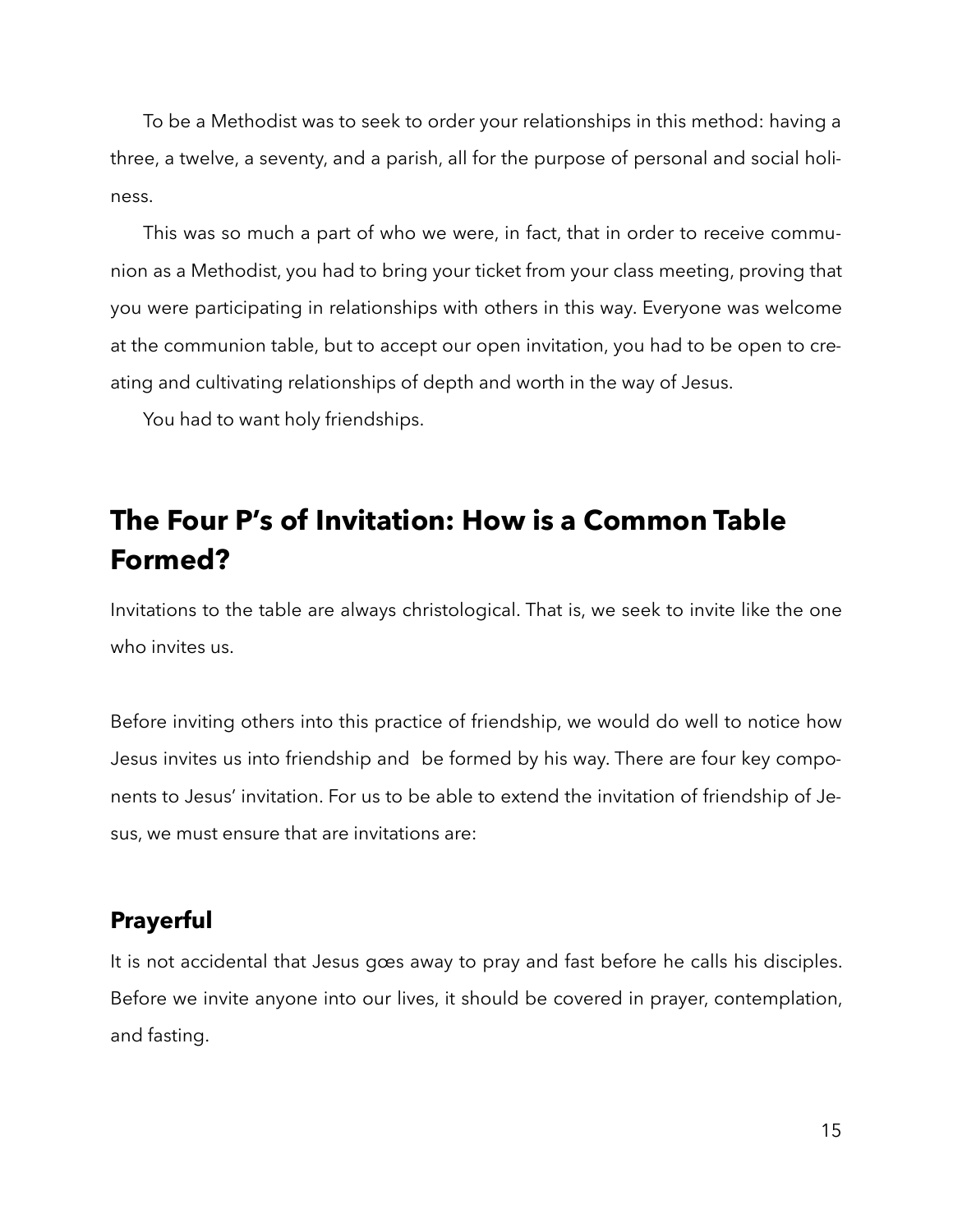To be a Methodist was to seek to order your relationships in this method: having a three, a twelve, a seventy, and a parish, all for the purpose of personal and social holiness.

This was so much a part of who we were, in fact, that in order to receive communion as a Methodist, you had to bring your ticket from your class meeting, proving that you were participating in relationships with others in this way. Everyone was welcome at the communion table, but to accept our open invitation, you had to be open to creating and cultivating relationships of depth and worth in the way of Jesus.

You had to want holy friendships.

## The Four P's of Invitation: How is a Common Table Formed?

Invitations to the table are always christological. That is, we seek to invite like the one who invites us.

Before inviting others into this practice of friendship, we would do well to notice how Jesus invites us into friendship and  be formed by his way. There are four key components to Jesus' invitation. For us to be able to extend the invitation of friendship of Jesus, we must ensure that are invitations are:

### Prayerful

It is not accidental that Jesus gœs away to pray and fast before he calls his disciples. Before we invite anyone into our lives, it should be covered in prayer, contemplation, and fasting.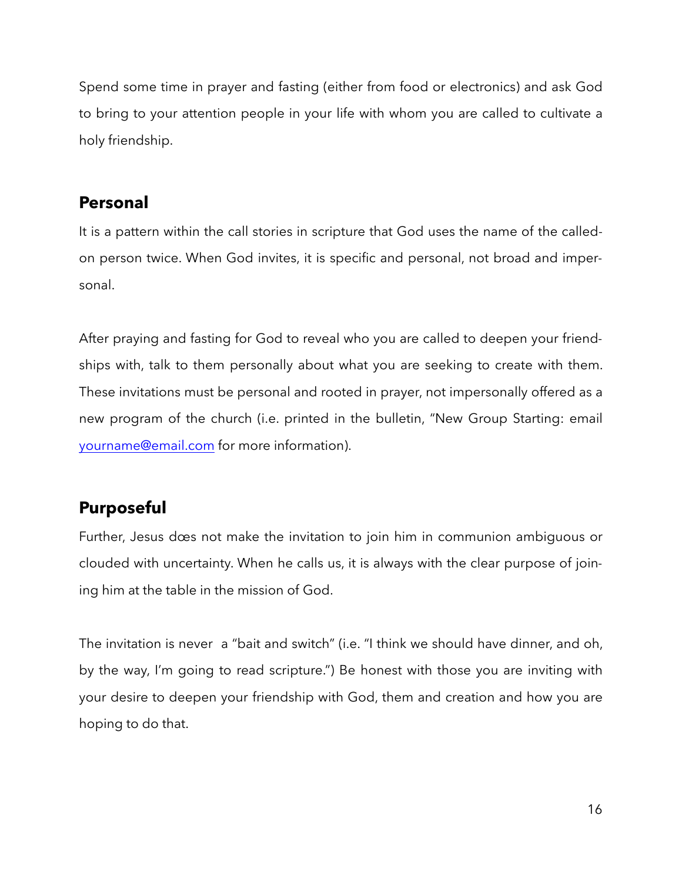Spend some time in prayer and fasting (either from food or electronics) and ask God to bring to your attention people in your life with whom you are called to cultivate a holy friendship.

## Personal

It is a pattern within the call stories in scripture that God uses the name of the called-on person twice. When God invites, it is specific and personal, not broad and impersonal.

After praying and fasting for God to reveal who you are called to deepen your friendships with, talk to them personally about what you are seeking to create with them. These invitations must be personal and rooted in prayer, not impersonally offered as a new program of the church (i.e. printed in the bulletin, "New Group Starting: email [yourname@email.com](mailto:yourname@email.com) for more information).

## Purposeful

Further, Jesus dœs not make the invitation to join him in communion ambiguous or clouded with uncertainty. When he calls us, it is always with the clear purpose of joining him at the table in the mission of God.

The invitation is never a "bait and switch" (i.e. "I think we should have dinner, and oh, by the way, I'm going to read scripture.") Be honest with those you are inviting with your desire to deepen your friendship with God, them and creation and how you are hoping to do that.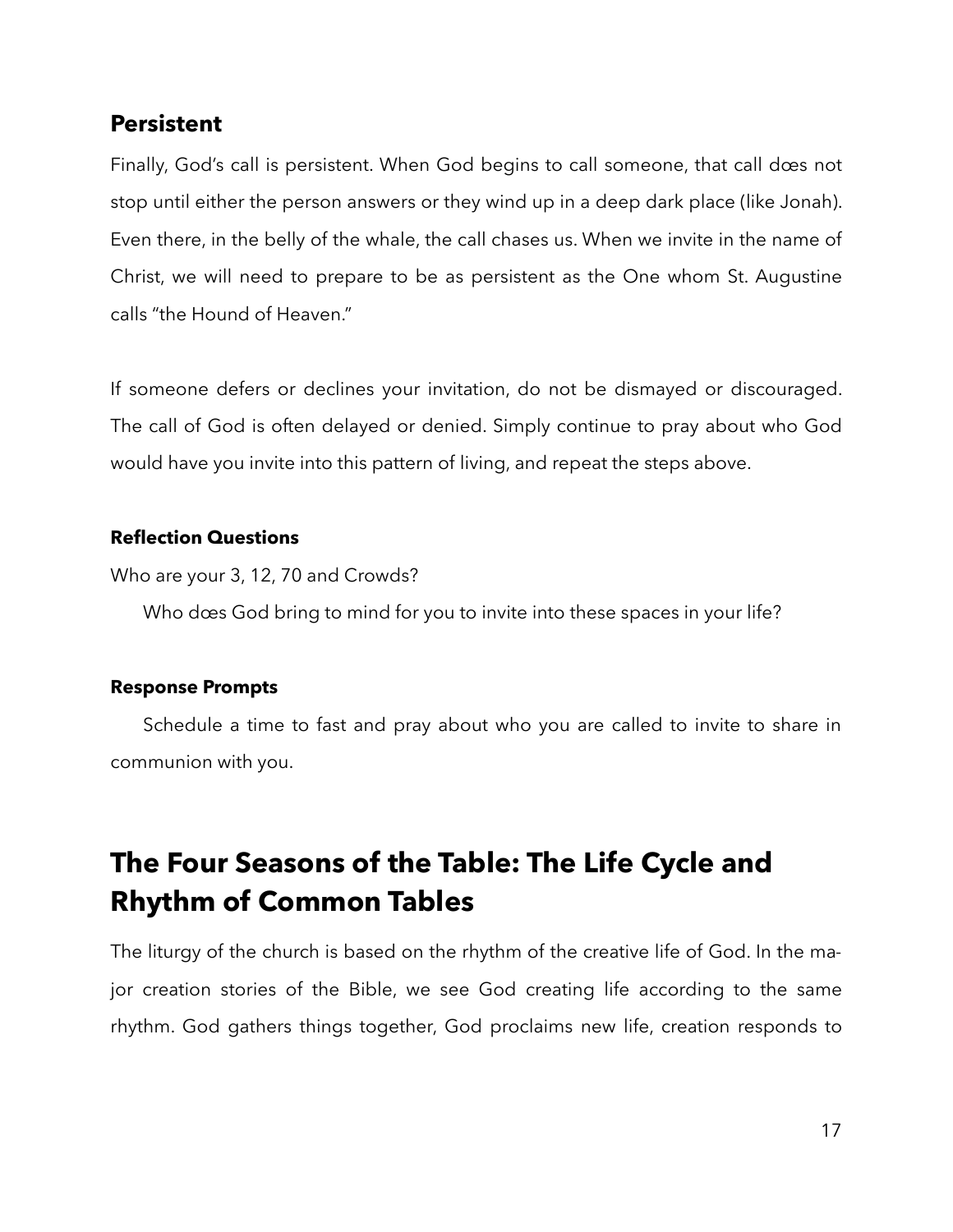### Persistent

Finally, God's call is persistent. When God begins to call someone, that call dœs not stop until either the person answers or they wind up in a deep dark place (like Jonah). Even there, in the belly of the whale, the call chases us. When we invite in the name of Christ, we will need to prepare to be as persistent as the One whom St. Augustine calls "the Hound of Heaven."

If someone defers or declines your invitation, do not be dismayed or discouraged. The call of God is often delayed or denied. Simply continue to pray about who God would have you invite into this pattern of living, and repeat the steps above.

#### Reflection Questions

Who are your 3, 12, 70 and Crowds?

Who dœs God bring to mind for you to invite into these spaces in your life?

#### Response Prompts

Schedule a time to fast and pray about who you are called to invite to share in communion with you.

## The Four Seasons of the Table: The Life Cycle and Rhythm of Common Tables

The liturgy of the church is based on the rhythm of the creative life of God. In the major creation stories of the Bible, we see God creating life according to the same rhythm. God gathers things together, God proclaims new life, creation responds to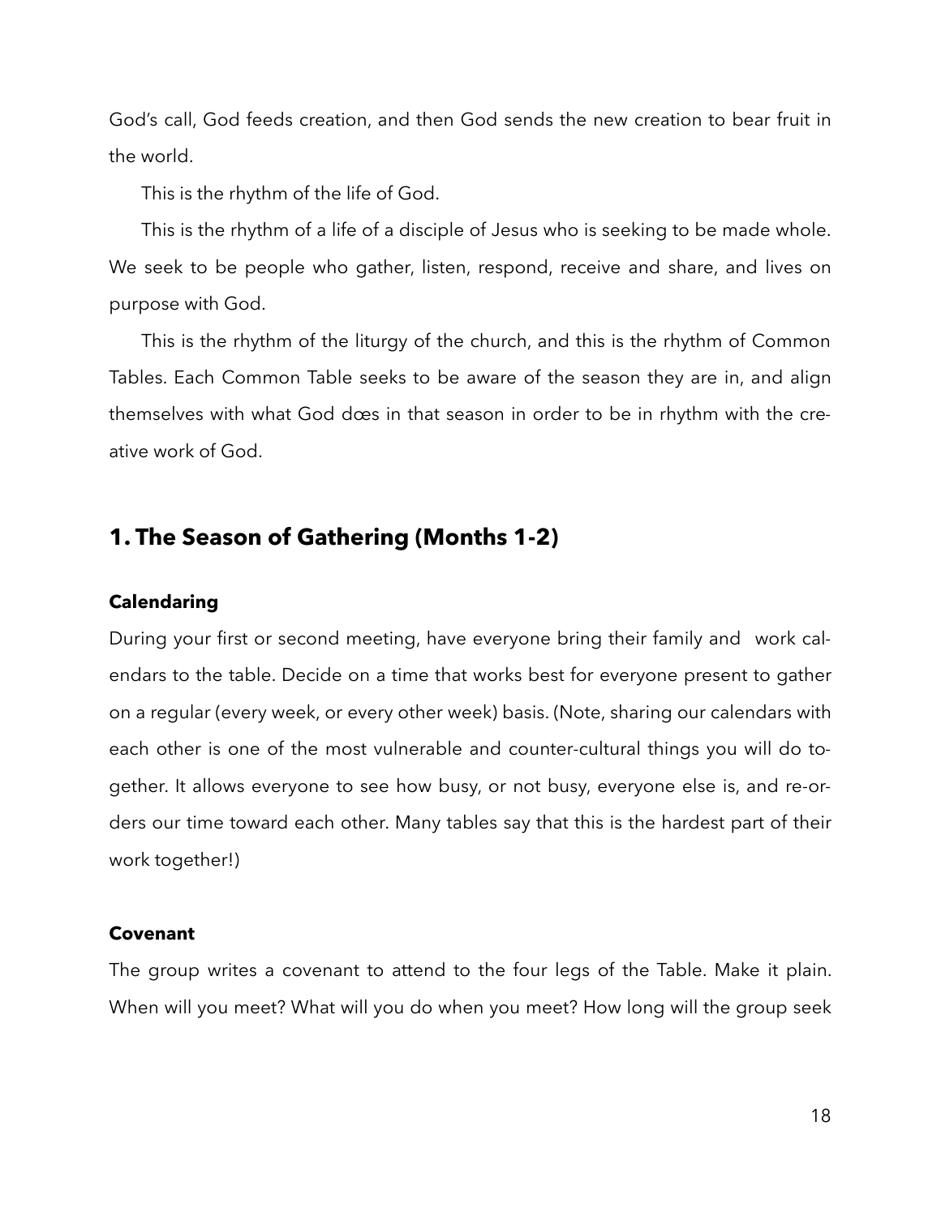God's call, God feeds creation, and then God sends the new creation to bear fruit in the world.

This is the rhythm of the life of God.

This is the rhythm of a life of a disciple of Jesus who is seeking to be made whole. We seek to be people who gather, listen, respond, receive and share, and lives on purpose with God.

This is the rhythm of the liturgy of the church, and this is the rhythm of Common Tables. Each Common Table seeks to be aware of the season they are in, and align themselves with what God dœs in that season in order to be in rhythm with the creative work of God.

## 1. The Season of Gathering (Months 1-2)

### Calendaring

During your first or second meeting, have everyone bring their family and work calendars to the table. Decide on a time that works best for everyone present to gather on a regular (every week, or every other week) basis. (Note, sharing our calendars with each other is one of the most vulnerable and counter-cultural things you will do together. It allows everyone to see how busy, or not busy, everyone else is, and re-orders our time toward each other. Many tables say that this is the hardest part of their work together!)

### Covenant

The group writes a covenant to attend to the four legs of the Table. Make it plain. When will you meet? What will you do when you meet? How long will the group seek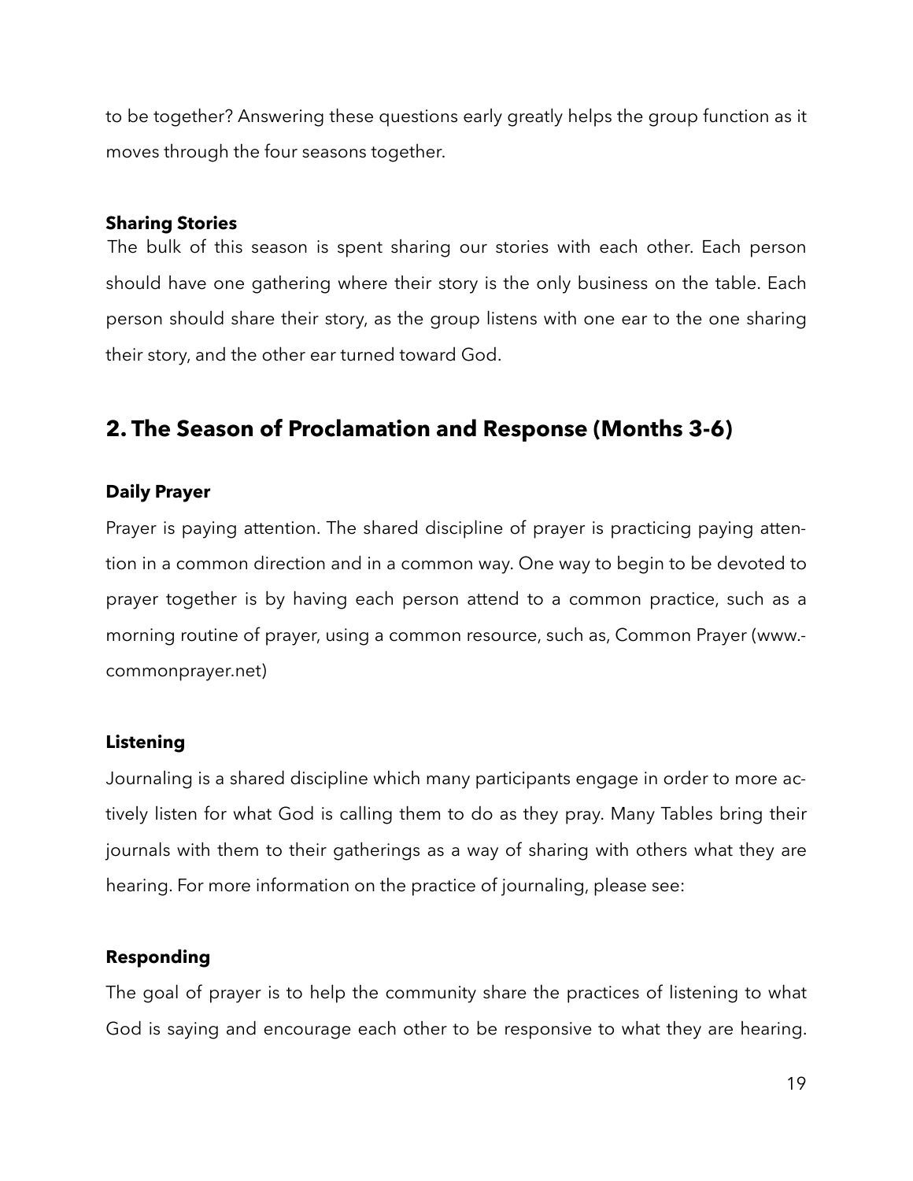to be together? Answering these questions early greatly helps the group function as it moves through the four seasons together.

**Sharing Stories**

The bulk of this season is spent sharing our stories with each other. Each person should have one gathering where their story is the only business on the table. Each person should share their story, as the group listens with one ear to the one sharing their story, and the other ear turned toward God.

## 2. The Season of Proclamation and Response (Months 3-6)

**Daily Prayer**

Prayer is paying attention. The shared discipline of prayer is practicing paying attention in a common direction and in a common way. One way to begin to be devoted to prayer together is by having each person attend to a common practice, such as a morning routine of prayer, using a common resource, such as, Common Prayer (www.commonprayer.net)

**Listening**

Journaling is a shared discipline which many participants engage in order to more actively listen for what God is calling them to do as they pray. Many Tables bring their journals with them to their gatherings as a way of sharing with others what they are hearing. For more information on the practice of journaling, please see:

**Responding**

The goal of prayer is to help the community share the practices of listening to what God is saying and encourage each other to be responsive to what they are hearing.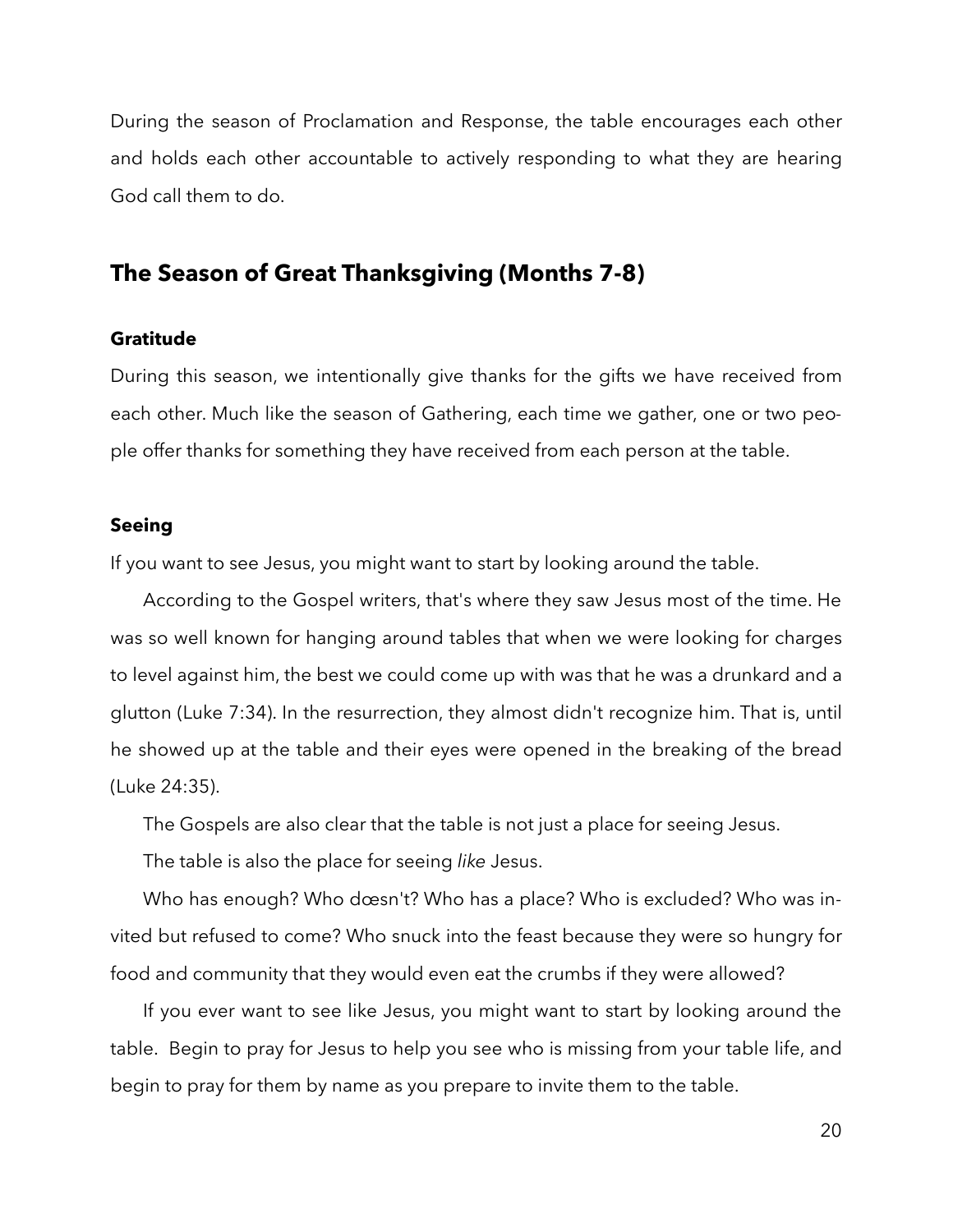During the season of Proclamation and Response, the table encourages each other and holds each other accountable to actively responding to what they are hearing God call them to do.

## The Season of Great Thanksgiving (Months 7-8)

### Gratitude

During this season, we intentionally give thanks for the gifts we have received from each other. Much like the season of Gathering, each time we gather, one or two people offer thanks for something they have received from each person at the table.

### Seeing

If you want to see Jesus, you might want to start by looking around the table.

According to the Gospel writers, that's where they saw Jesus most of the time. He was so well known for hanging around tables that when we were looking for charges to level against him, the best we could come up with was that he was a drunkard and a glutton (Luke 7:34). In the resurrection, they almost didn't recognize him. That is, until he showed up at the table and their eyes were opened in the breaking of the bread (Luke 24:35).

The Gospels are also clear that the table is not just a place for seeing Jesus.

The table is also the place for seeing *like* Jesus.

Who has enough? Who dœsn't? Who has a place? Who is excluded? Who was invited but refused to come? Who snuck into the feast because they were so hungry for food and community that they would even eat the crumbs if they were allowed?

If you ever want to see like Jesus, you might want to start by looking around the table. Begin to pray for Jesus to help you see who is missing from your table life, and begin to pray for them by name as you prepare to invite them to the table.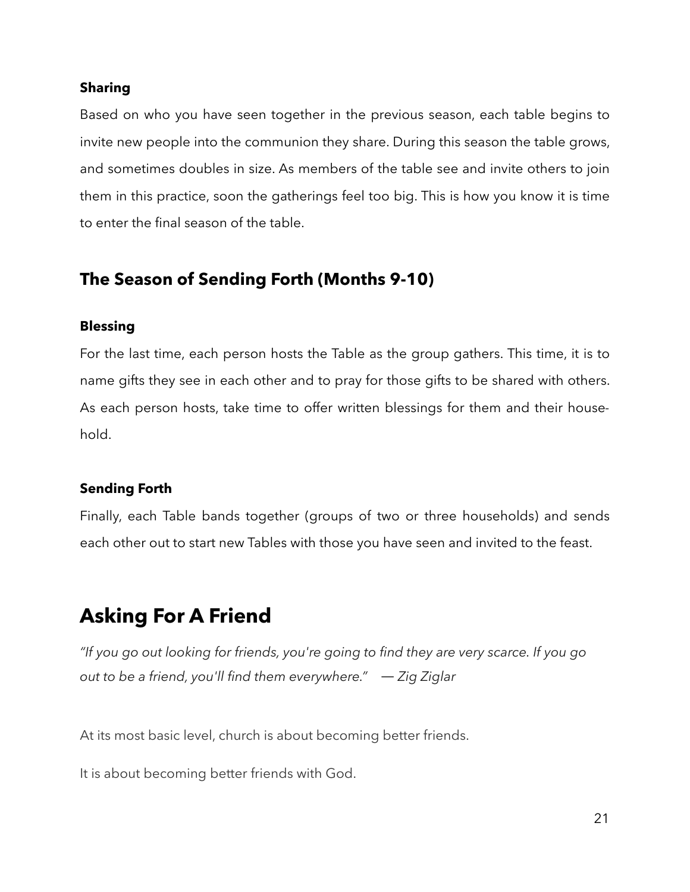#### Sharing

Based on who you have seen together in the previous season, each table begins to invite new people into the communion they share. During this season the table grows, and sometimes doubles in size. As members of the table see and invite others to join them in this practice, soon the gatherings feel too big. This is how you know it is time to enter the final season of the table.

### The Season of Sending Forth (Months 9-10)

#### Blessing

For the last time, each person hosts the Table as the group gathers. This time, it is to name gifts they see in each other and to pray for those gifts to be shared with others. As each person hosts, take time to offer written blessings for them and their household.

#### Sending Forth

Finally, each Table bands together (groups of two or three households) and sends each other out to start new Tables with those you have seen and invited to the feast.

## Asking For A Friend

*"If you go out looking for friends, you're going to find they are very scarce. If you go out to be a friend, you'll find them everywhere." — Zig Ziglar*

At its most basic level, church is about becoming better friends.

It is about becoming better friends with God.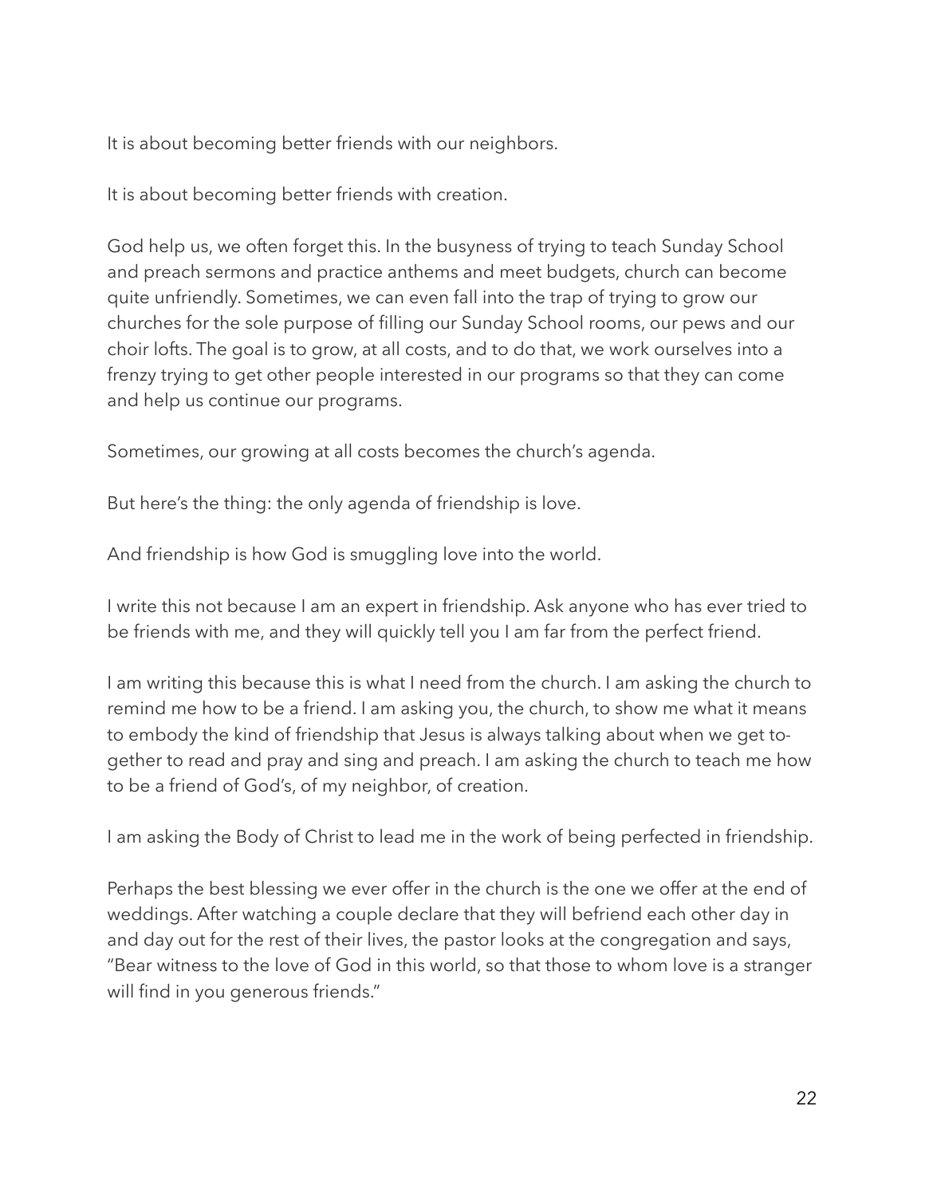It is about becoming better friends with our neighbors.

It is about becoming better friends with creation.

God help us, we often forget this. In the busyness of trying to teach Sunday School and preach sermons and practice anthems and meet budgets, church can become quite unfriendly. Sometimes, we can even fall into the trap of trying to grow our churches for the sole purpose of filling our Sunday School rooms, our pews and our choir lofts. The goal is to grow, at all costs, and to do that, we work ourselves into a frenzy trying to get other people interested in our programs so that they can come and help us continue our programs.

Sometimes, our growing at all costs becomes the church's agenda.

But here's the thing: the only agenda of friendship is love.

And friendship is how God is smuggling love into the world.

I write this not because I am an expert in friendship. Ask anyone who has ever tried to be friends with me, and they will quickly tell you I am far from the perfect friend.

I am writing this because this is what I need from the church. I am asking the church to remind me how to be a friend. I am asking you, the church, to show me what it means to embody the kind of friendship that Jesus is always talking about when we get together to read and pray and sing and preach. I am asking the church to teach me how to be a friend of God's, of my neighbor, of creation.

I am asking the Body of Christ to lead me in the work of being perfected in friendship.

Perhaps the best blessing we ever offer in the church is the one we offer at the end of weddings. After watching a couple declare that they will befriend each other day in and day out for the rest of their lives, the pastor looks at the congregation and says, "Bear witness to the love of God in this world, so that those to whom love is a stranger will find in you generous friends."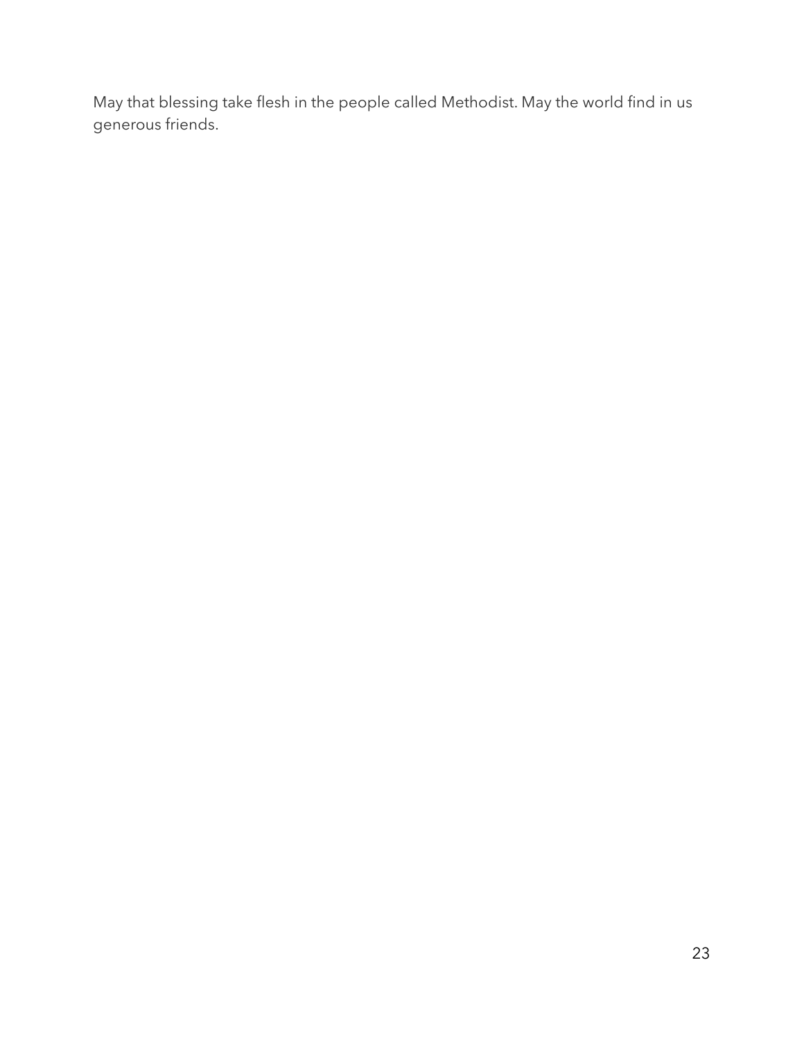May that blessing take flesh in the people called Methodist. May the world find in us generous friends.